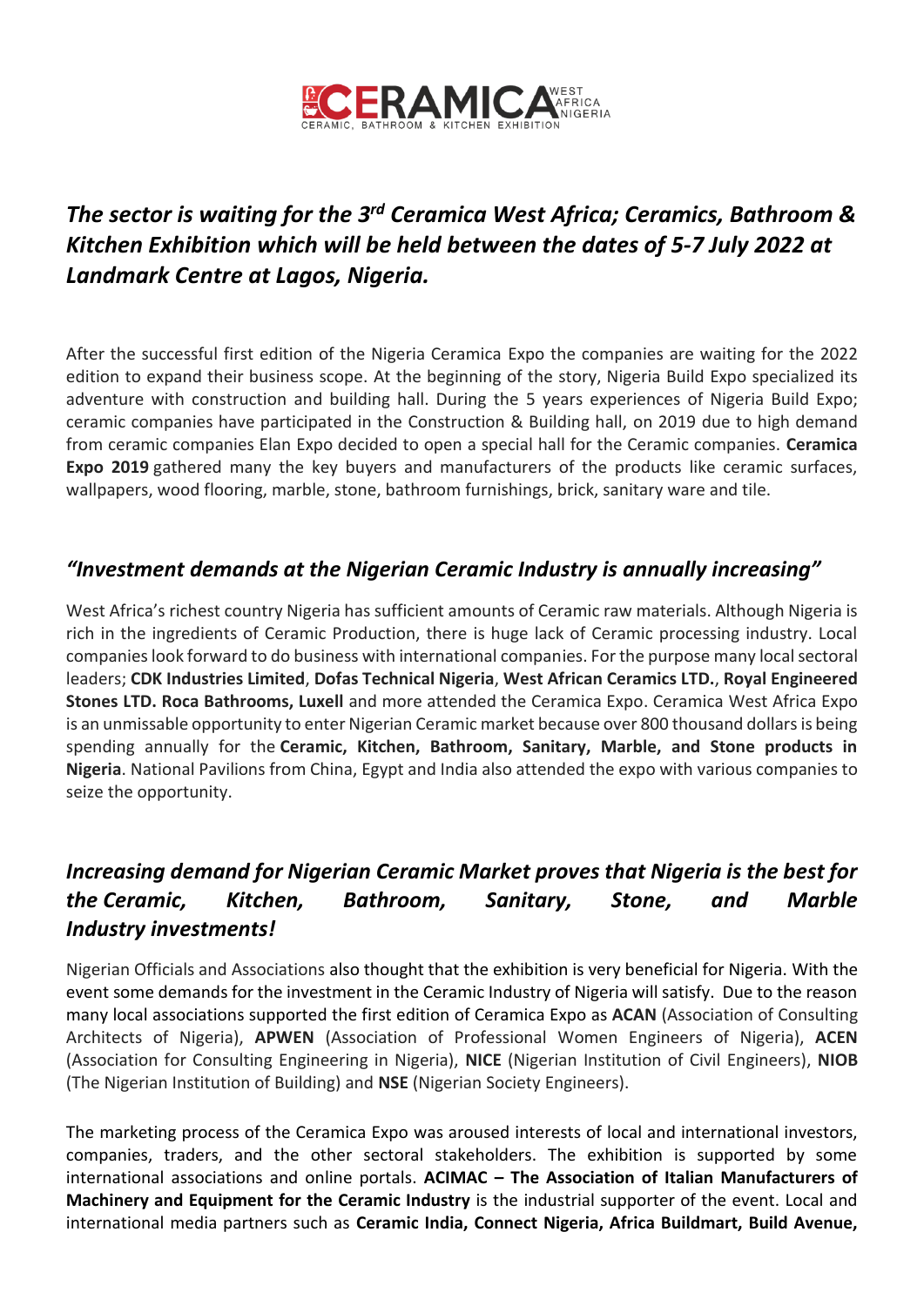CERAMICA WEST AFRICA NIGERIA
CERAMIC, BATHROOM & KITCHEN EXHIBITION

## *The sector is waiting for the 3rd Ceramica West Africa; Ceramics, Bathroom & Kitchen Exhibition which will be held between the dates of 5-7 July 2022 at Landmark Centre at Lagos, Nigeria.*

After the successful first edition of the Nigeria Ceramica Expo the companies are waiting for the 2022 edition to expand their business scope. At the beginning of the story, Nigeria Build Expo specialized its adventure with construction and building hall. During the 5 years experiences of Nigeria Build Expo; ceramic companies have participated in the Construction & Building hall, on 2019 due to high demand from ceramic companies Elan Expo decided to open a special hall for the Ceramic companies. **Ceramica Expo 2019** gathered many the key buyers and manufacturers of the products like ceramic surfaces, wallpapers, wood flooring, marble, stone, bathroom furnishings, brick, sanitary ware and tile.

### *"Investment demands at the Nigerian Ceramic Industry is annually increasing"*

West Africa's richest country Nigeria has sufficient amounts of Ceramic raw materials. Although Nigeria is rich in the ingredients of Ceramic Production, there is huge lack of Ceramic processing industry. Local companies look forward to do business with international companies. For the purpose many local sectoral leaders; **CDK Industries Limited**, **Dofas Technical Nigeria**, **West African Ceramics LTD.**, **Royal Engineered Stones LTD. Roca Bathrooms, Luxell** and more attended the Ceramica Expo. Ceramica West Africa Expo is an unmissable opportunity to enter Nigerian Ceramic market because over 800 thousand dollars is being spending annually for the **Ceramic, Kitchen, Bathroom, Sanitary, Marble, and Stone products in Nigeria**. National Pavilions from China, Egypt and India also attended the expo with various companies to seize the opportunity.

### *Increasing demand for Nigerian Ceramic Market proves that Nigeria is the best for the Ceramic, Kitchen, Bathroom, Sanitary, Stone, and Marble Industry investments!*

Nigerian Officials and Associations also thought that the exhibition is very beneficial for Nigeria. With the event some demands for the investment in the Ceramic Industry of Nigeria will satisfy. Due to the reason many local associations supported the first edition of Ceramica Expo as **ACAN** (Association of Consulting Architects of Nigeria), **APWEN** (Association of Professional Women Engineers of Nigeria), **ACEN** (Association for Consulting Engineering in Nigeria), **NICE** (Nigerian Institution of Civil Engineers), **NIOB** (The Nigerian Institution of Building) and **NSE** (Nigerian Society Engineers).

The marketing process of the Ceramica Expo was aroused interests of local and international investors, companies, traders, and the other sectoral stakeholders. The exhibition is supported by some international associations and online portals. **ACIMAC – The Association of Italian Manufacturers of Machinery and Equipment for the Ceramic Industry** is the industrial supporter of the event. Local and international media partners such as **Ceramic India, Connect Nigeria, Africa Buildmart, Build Avenue,**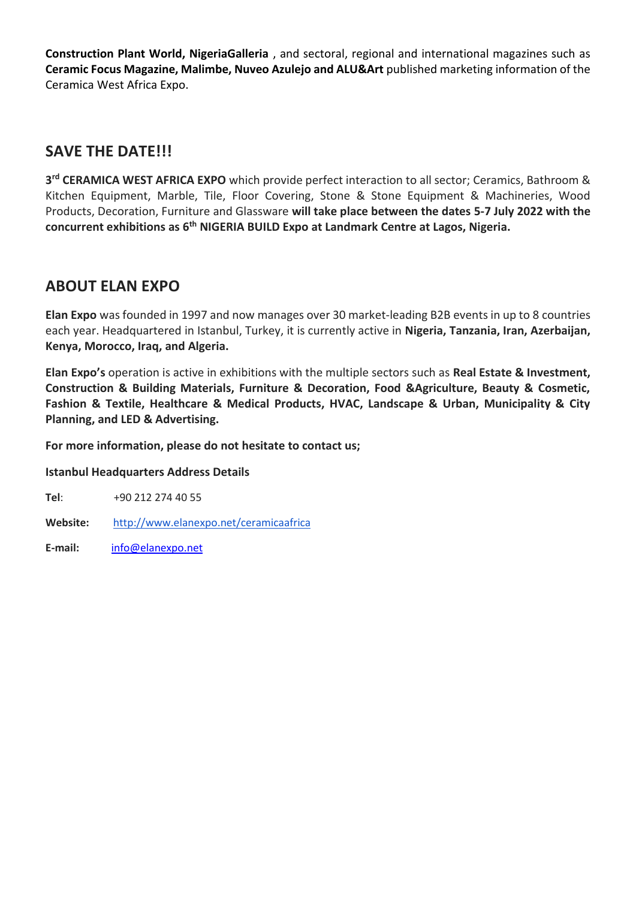**Construction Plant World, NigeriaGalleria** , and sectoral, regional and international magazines such as **Ceramic Focus Magazine, Malimbe, Nuveo Azulejo and ALU&Art** published marketing information of the Ceramica West Africa Expo.

## SAVE THE DATE!!!

**3rd CERAMICA WEST AFRICA EXPO** which provide perfect interaction to all sector; Ceramics, Bathroom & Kitchen Equipment, Marble, Tile, Floor Covering, Stone & Stone Equipment & Machineries, Wood Products, Decoration, Furniture and Glassware **will take place between the dates 5-7 July 2022 with the concurrent exhibitions as 6th NIGERIA BUILD Expo at Landmark Centre at Lagos, Nigeria.**

## ABOUT ELAN EXPO

**Elan Expo** was founded in 1997 and now manages over 30 market-leading B2B events in up to 8 countries each year. Headquartered in Istanbul, Turkey, it is currently active in **Nigeria, Tanzania, Iran, Azerbaijan, Kenya, Morocco, Iraq, and Algeria.**

**Elan Expo's** operation is active in exhibitions with the multiple sectors such as **Real Estate & Investment, Construction & Building Materials, Furniture & Decoration, Food &Agriculture, Beauty & Cosmetic, Fashion & Textile, Healthcare & Medical Products, HVAC, Landscape & Urban, Municipality & City Planning, and LED & Advertising.**

**For more information, please do not hesitate to contact us;**

**Istanbul Headquarters Address Details**

**Tel**: +90 212 274 40 55

**Website:** http://www.elanexpo.net/ceramicaafrica

**E-mail:** info@elanexpo.net